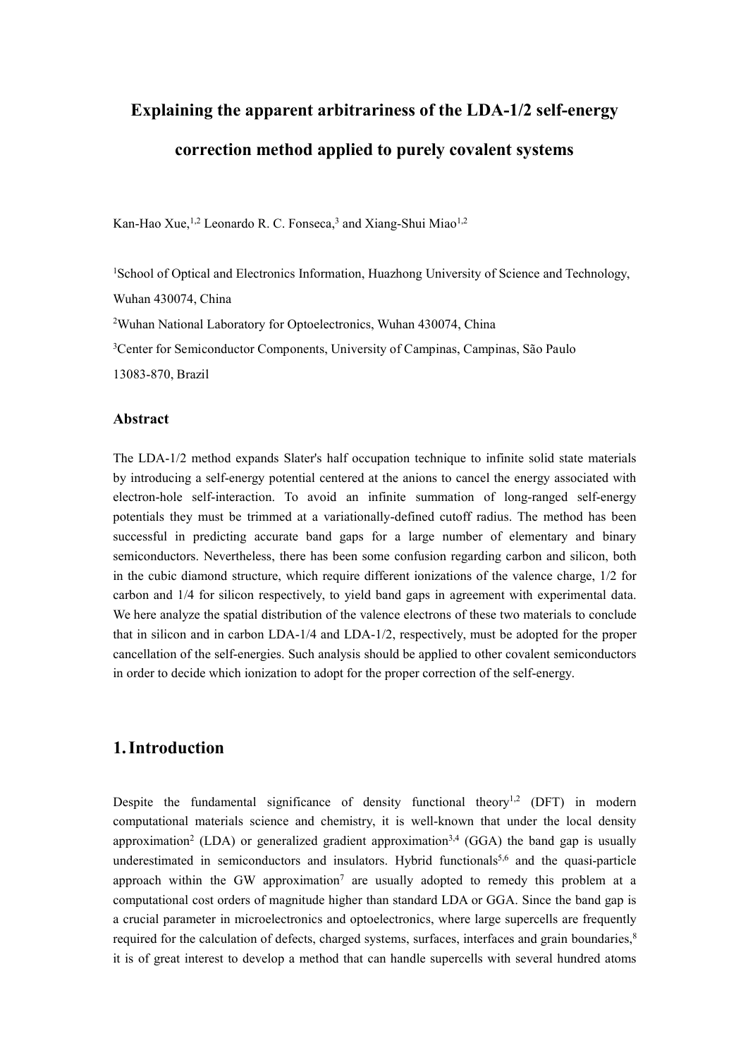# Explaining the apparent arbitrariness of the LDA-1/2 self-energy correction method applied to purely covalent systems

Kan-Hao Xue,[1,2] Leonardo R. C. Fonseca,[3] and Xiang-Shui Miao[1,2]

[1]School of Optical and Electronics Information, Huazhong University of Science and Technology, Wuhan 430074, China

[2]Wuhan National Laboratory for Optoelectronics, Wuhan 430074, China

[3]Center for Semiconductor Components, University of Campinas, Campinas, São Paulo 13083-870, Brazil

### Abstract

The LDA-1/2 method expands Slater's half occupation technique to infinite solid state materials by introducing a self-energy potential centered at the anions to cancel the energy associated with electron-hole self-interaction. To avoid an infinite summation of long-ranged self-energy potentials they must be trimmed at a variationally-defined cutoff radius. The method has been successful in predicting accurate band gaps for a large number of elementary and binary semiconductors. Nevertheless, there has been some confusion regarding carbon and silicon, both in the cubic diamond structure, which require different ionizations of the valence charge, 1/2 for carbon and 1/4 for silicon respectively, to yield band gaps in agreement with experimental data. We here analyze the spatial distribution of the valence electrons of these two materials to conclude that in silicon and in carbon LDA-1/4 and LDA-1/2, respectively, must be adopted for the proper cancellation of the self-energies. Such analysis should be applied to other covalent semiconductors in order to decide which ionization to adopt for the proper correction of the self-energy.

## 1. Introduction

Despite the fundamental significance of density functional theory[1,2] (DFT) in modern computational materials science and chemistry, it is well-known that under the local density approximation[2] (LDA) or generalized gradient approximation[3,4] (GGA) the band gap is usually underestimated in semiconductors and insulators. Hybrid functionals[5,6] and the quasi-particle approach within the GW approximation[7] are usually adopted to remedy this problem at a computational cost orders of magnitude higher than standard LDA or GGA. Since the band gap is a crucial parameter in microelectronics and optoelectronics, where large supercells are frequently required for the calculation of defects, charged systems, surfaces, interfaces and grain boundaries,[8] it is of great interest to develop a method that can handle supercells with several hundred atoms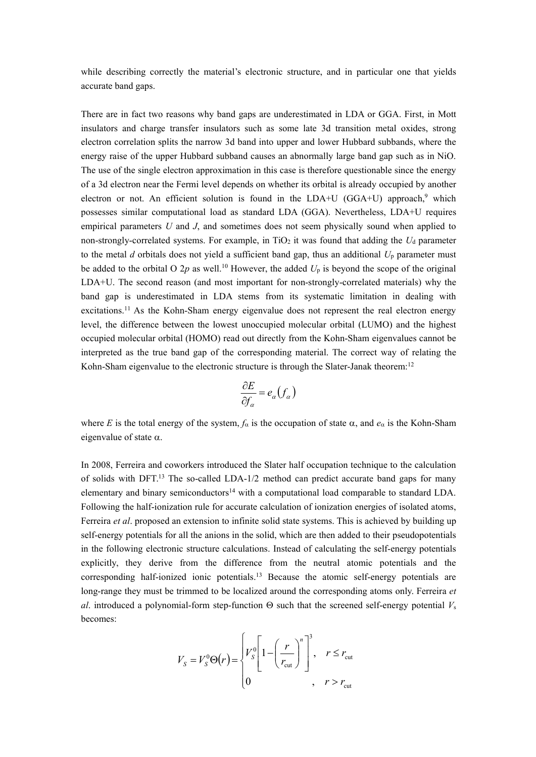while describing correctly the material's electronic structure, and in particular one that yields accurate band gaps.

There are in fact two reasons why band gaps are underestimated in LDA or GGA. First, in Mott insulators and charge transfer insulators such as some late 3d transition metal oxides, strong electron correlation splits the narrow 3d band into upper and lower Hubbard subbands, where the energy raise of the upper Hubbard subband causes an abnormally large band gap such as in NiO. The use of the single electron approximation in this case is therefore questionable since the energy of a 3d electron near the Fermi level depends on whether its orbital is already occupied by another electron or not. An efficient solution is found in the LDA+U (GGA+U) approach,[9] which possesses similar computational load as standard LDA (GGA). Nevertheless, LDA+U requires empirical parameters *U* and *J*, and sometimes does not seem physically sound when applied to non-strongly-correlated systems. For example, in $TiO_2$ it was found that adding the $U_d$ parameter to the metal *d* orbitals does not yield a sufficient band gap, thus an additional $U_p$ parameter must be added to the orbital O 2*p* as well.[10] However, the added $U_p$ is beyond the scope of the original LDA+U. The second reason (and most important for non-strongly-correlated materials) why the band gap is underestimated in LDA stems from its systematic limitation in dealing with excitations.[11] As the Kohn-Sham energy eigenvalue does not represent the real electron energy level, the difference between the lowest unoccupied molecular orbital (LUMO) and the highest occupied molecular orbital (HOMO) read out directly from the Kohn-Sham eigenvalues cannot be interpreted as the true band gap of the corresponding material. The correct way of relating the Kohn-Sham eigenvalue to the electronic structure is through the Slater-Janak theorem:[12]

$$\frac{\partial E}{\partial f_\alpha} = e_\alpha\left(f_\alpha\right)$$

where *E* is the total energy of the system, $f_\alpha$ is the occupation of state $\alpha$, and $e_\alpha$ is the Kohn-Sham eigenvalue of state $\alpha$.

In 2008, Ferreira and coworkers introduced the Slater half occupation technique to the calculation of solids with DFT.[13] The so-called LDA-1/2 method can predict accurate band gaps for many elementary and binary semiconductors[14] with a computational load comparable to standard LDA. Following the half-ionization rule for accurate calculation of ionization energies of isolated atoms, Ferreira *et al*. proposed an extension to infinite solid state systems. This is achieved by building up self-energy potentials for all the anions in the solid, which are then added to their pseudopotentials in the following electronic structure calculations. Instead of calculating the self-energy potentials explicitly, they derive from the difference from the neutral atomic potentials and the corresponding half-ionized ionic potentials.[13] Because the atomic self-energy potentials are long-range they must be trimmed to be localized around the corresponding atoms only. Ferreira *et al*. introduced a polynomial-form step-function $\Theta$ such that the screened self-energy potential $V_s$ becomes:

$$V_S = V_S^0\Theta(r) = \begin{cases} V_S^0\left[1-\left(\dfrac{r}{r_{\text{cut}}}\right)^n\right]^3, & r \le r_{\text{cut}} \\ 0 & , \quad r > r_{\text{cut}} \end{cases}$$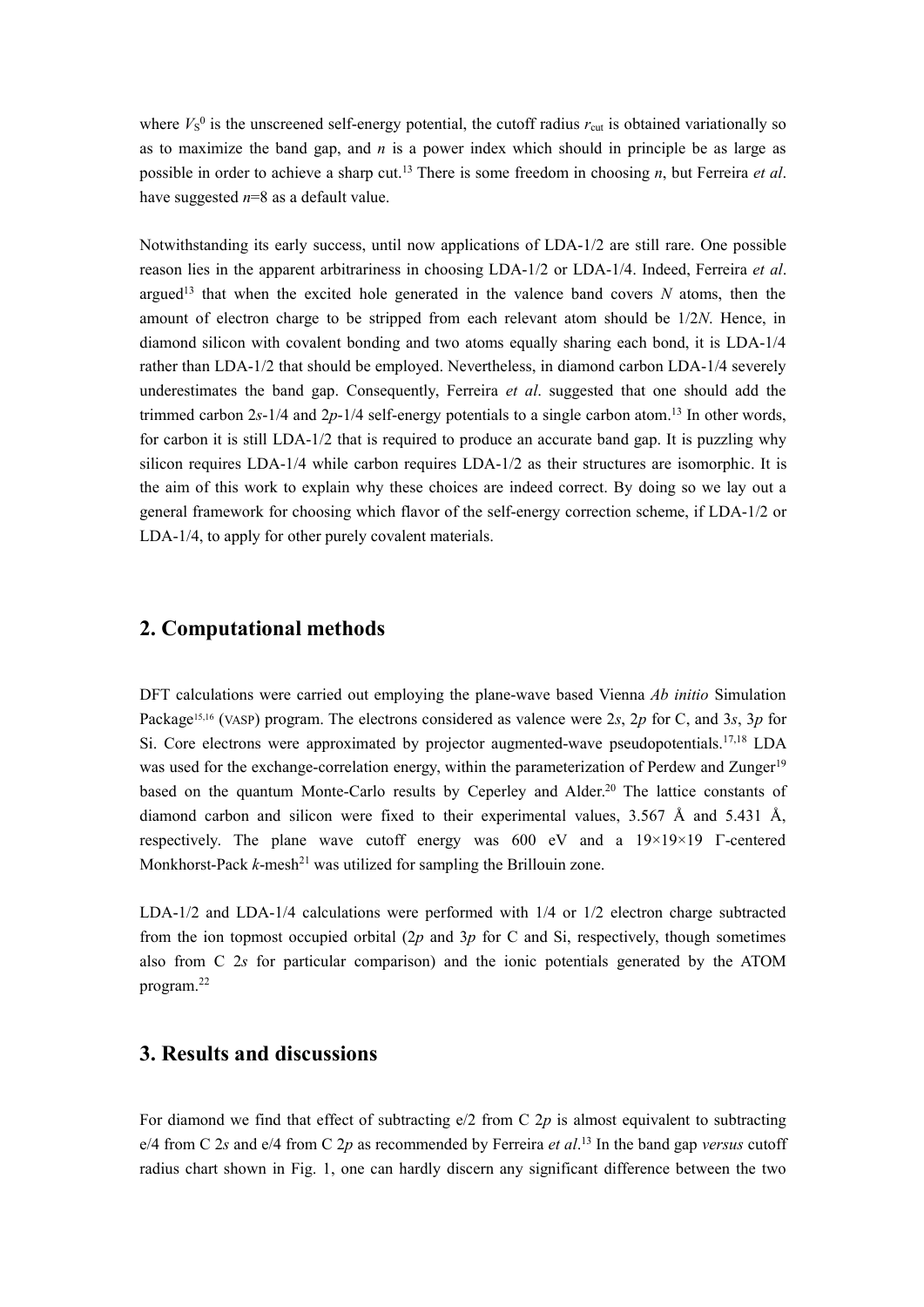where $V_S^0$ is the unscreened self-energy potential, the cutoff radius $r_{cut}$ is obtained variationally so as to maximize the band gap, and $n$ is a power index which should in principle be as large as possible in order to achieve a sharp cut.[13] There is some freedom in choosing $n$, but Ferreira *et al*. have suggested $n$=8 as a default value.

Notwithstanding its early success, until now applications of LDA-1/2 are still rare. One possible reason lies in the apparent arbitrariness in choosing LDA-1/2 or LDA-1/4. Indeed, Ferreira *et al*. argued[13] that when the excited hole generated in the valence band covers $N$ atoms, then the amount of electron charge to be stripped from each relevant atom should be $1/2N$. Hence, in diamond silicon with covalent bonding and two atoms equally sharing each bond, it is LDA-1/4 rather than LDA-1/2 that should be employed. Nevertheless, in diamond carbon LDA-1/4 severely underestimates the band gap. Consequently, Ferreira *et al*. suggested that one should add the trimmed carbon 2*s*-1/4 and 2*p*-1/4 self-energy potentials to a single carbon atom.[13] In other words, for carbon it is still LDA-1/2 that is required to produce an accurate band gap. It is puzzling why silicon requires LDA-1/4 while carbon requires LDA-1/2 as their structures are isomorphic. It is the aim of this work to explain why these choices are indeed correct. By doing so we lay out a general framework for choosing which flavor of the self-energy correction scheme, if LDA-1/2 or LDA-1/4, to apply for other purely covalent materials.

## 2. Computational methods

DFT calculations were carried out employing the plane-wave based Vienna *Ab initio* Simulation Package[15,16] (VASP) program. The electrons considered as valence were 2*s*, 2*p* for C, and 3*s*, 3*p* for Si. Core electrons were approximated by projector augmented-wave pseudopotentials.[17,18] LDA was used for the exchange-correlation energy, within the parameterization of Perdew and Zunger[19] based on the quantum Monte-Carlo results by Ceperley and Alder.[20] The lattice constants of diamond carbon and silicon were fixed to their experimental values, 3.567 Å and 5.431 Å, respectively. The plane wave cutoff energy was 600 eV and a 19×19×19 Γ-centered Monkhorst-Pack *k*-mesh[21] was utilized for sampling the Brillouin zone.

LDA-1/2 and LDA-1/4 calculations were performed with 1/4 or 1/2 electron charge subtracted from the ion topmost occupied orbital (2*p* and 3*p* for C and Si, respectively, though sometimes also from C 2*s* for particular comparison) and the ionic potentials generated by the ATOM program.[22]

## 3. Results and discussions

For diamond we find that effect of subtracting e/2 from C 2*p* is almost equivalent to subtracting e/4 from C 2*s* and e/4 from C 2*p* as recommended by Ferreira *et al*.[13] In the band gap *versus* cutoff radius chart shown in Fig. 1, one can hardly discern any significant difference between the two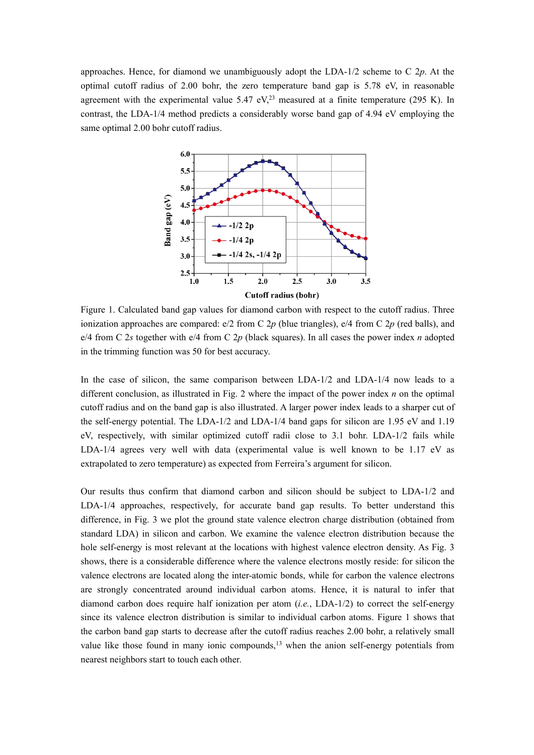approaches. Hence, for diamond we unambiguously adopt the LDA-1/2 scheme to C 2*p*. At the optimal cutoff radius of 2.00 bohr, the zero temperature band gap is 5.78 eV, in reasonable agreement with the experimental value 5.47 eV,[23] measured at a finite temperature (295 K). In contrast, the LDA-1/4 method predicts a considerably worse band gap of 4.94 eV employing the same optimal 2.00 bohr cutoff radius.

Figure 1. Calculated band gap values for diamond carbon with respect to the cutoff radius. Three ionization approaches are compared: e/2 from C 2*p* (blue triangles), e/4 from C 2*p* (red balls), and e/4 from C 2*s* together with e/4 from C 2*p* (black squares). In all cases the power index *n* adopted in the trimming function was 50 for best accuracy.

In the case of silicon, the same comparison between LDA-1/2 and LDA-1/4 now leads to a different conclusion, as illustrated in Fig. 2 where the impact of the power index *n* on the optimal cutoff radius and on the band gap is also illustrated. A larger power index leads to a sharper cut of the self-energy potential. The LDA-1/2 and LDA-1/4 band gaps for silicon are 1.95 eV and 1.19 eV, respectively, with similar optimized cutoff radii close to 3.1 bohr. LDA-1/2 fails while LDA-1/4 agrees very well with data (experimental value is well known to be 1.17 eV as extrapolated to zero temperature) as expected from Ferreira's argument for silicon.

Our results thus confirm that diamond carbon and silicon should be subject to LDA-1/2 and LDA-1/4 approaches, respectively, for accurate band gap results. To better understand this difference, in Fig. 3 we plot the ground state valence electron charge distribution (obtained from standard LDA) in silicon and carbon. We examine the valence electron distribution because the hole self-energy is most relevant at the locations with highest valence electron density. As Fig. 3 shows, there is a considerable difference where the valence electrons mostly reside: for silicon the valence electrons are located along the inter-atomic bonds, while for carbon the valence electrons are strongly concentrated around individual carbon atoms. Hence, it is natural to infer that diamond carbon does require half ionization per atom (*i.e.*, LDA-1/2) to correct the self-energy since its valence electron distribution is similar to individual carbon atoms. Figure 1 shows that the carbon band gap starts to decrease after the cutoff radius reaches 2.00 bohr, a relatively small value like those found in many ionic compounds,[13] when the anion self-energy potentials from nearest neighbors start to touch each other.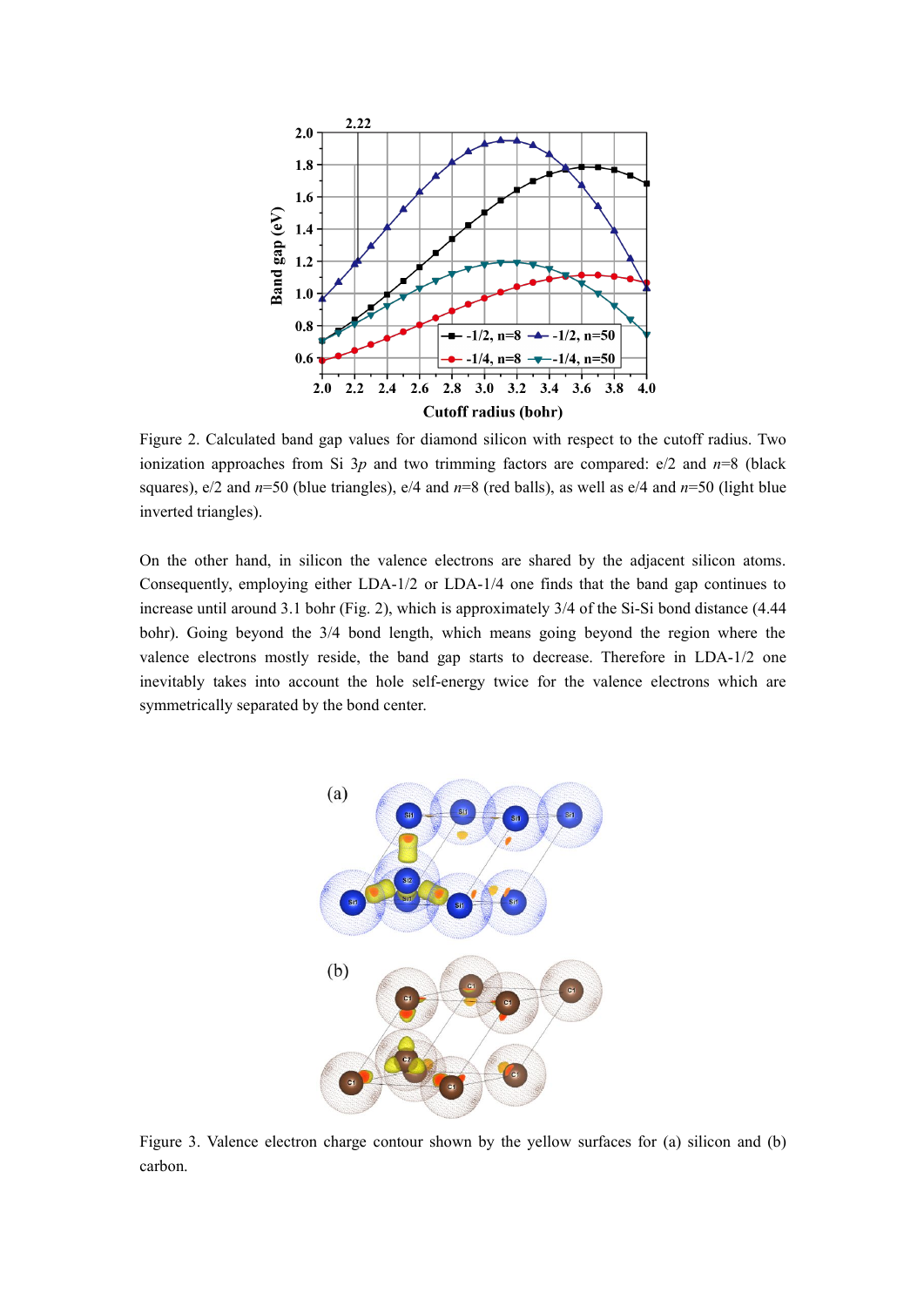Figure 2. Calculated band gap values for diamond silicon with respect to the cutoff radius. Two ionization approaches from Si 3$p$ and two trimming factors are compared: e/2 and $n$=8 (black squares), e/2 and $n$=50 (blue triangles), e/4 and $n$=8 (red balls), as well as e/4 and $n$=50 (light blue inverted triangles).

On the other hand, in silicon the valence electrons are shared by the adjacent silicon atoms. Consequently, employing either LDA-1/2 or LDA-1/4 one finds that the band gap continues to increase until around 3.1 bohr (Fig. 2), which is approximately 3/4 of the Si-Si bond distance (4.44 bohr). Going beyond the 3/4 bond length, which means going beyond the region where the valence electrons mostly reside, the band gap starts to decrease. Therefore in LDA-1/2 one inevitably takes into account the hole self-energy twice for the valence electrons which are symmetrically separated by the bond center.

Figure 3. Valence electron charge contour shown by the yellow surfaces for (a) silicon and (b) carbon.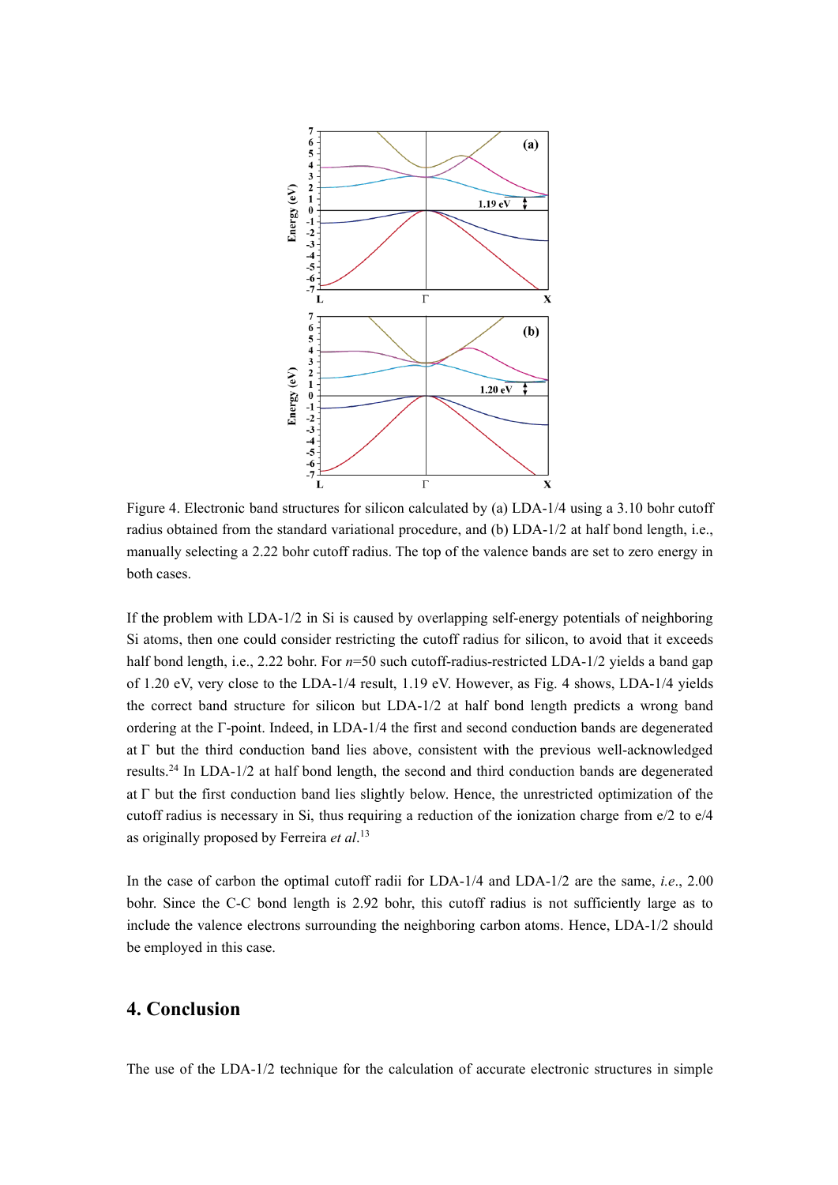Figure 4. Electronic band structures for silicon calculated by (a) LDA-1/4 using a 3.10 bohr cutoff radius obtained from the standard variational procedure, and (b) LDA-1/2 at half bond length, i.e., manually selecting a 2.22 bohr cutoff radius. The top of the valence bands are set to zero energy in both cases.

If the problem with LDA-1/2 in Si is caused by overlapping self-energy potentials of neighboring Si atoms, then one could consider restricting the cutoff radius for silicon, to avoid that it exceeds half bond length, i.e., 2.22 bohr. For *n*=50 such cutoff-radius-restricted LDA-1/2 yields a band gap of 1.20 eV, very close to the LDA-1/4 result, 1.19 eV. However, as Fig. 4 shows, LDA-1/4 yields the correct band structure for silicon but LDA-1/2 at half bond length predicts a wrong band ordering at the Γ-point. Indeed, in LDA-1/4 the first and second conduction bands are degenerated at Γ but the third conduction band lies above, consistent with the previous well-acknowledged results.[24] In LDA-1/2 at half bond length, the second and third conduction bands are degenerated at Γ but the first conduction band lies slightly below. Hence, the unrestricted optimization of the cutoff radius is necessary in Si, thus requiring a reduction of the ionization charge from e/2 to e/4 as originally proposed by Ferreira *et al*.[13]

In the case of carbon the optimal cutoff radii for LDA-1/4 and LDA-1/2 are the same, *i.e*., 2.00 bohr. Since the C-C bond length is 2.92 bohr, this cutoff radius is not sufficiently large as to include the valence electrons surrounding the neighboring carbon atoms. Hence, LDA-1/2 should be employed in this case.

## 4. Conclusion

The use of the LDA-1/2 technique for the calculation of accurate electronic structures in simple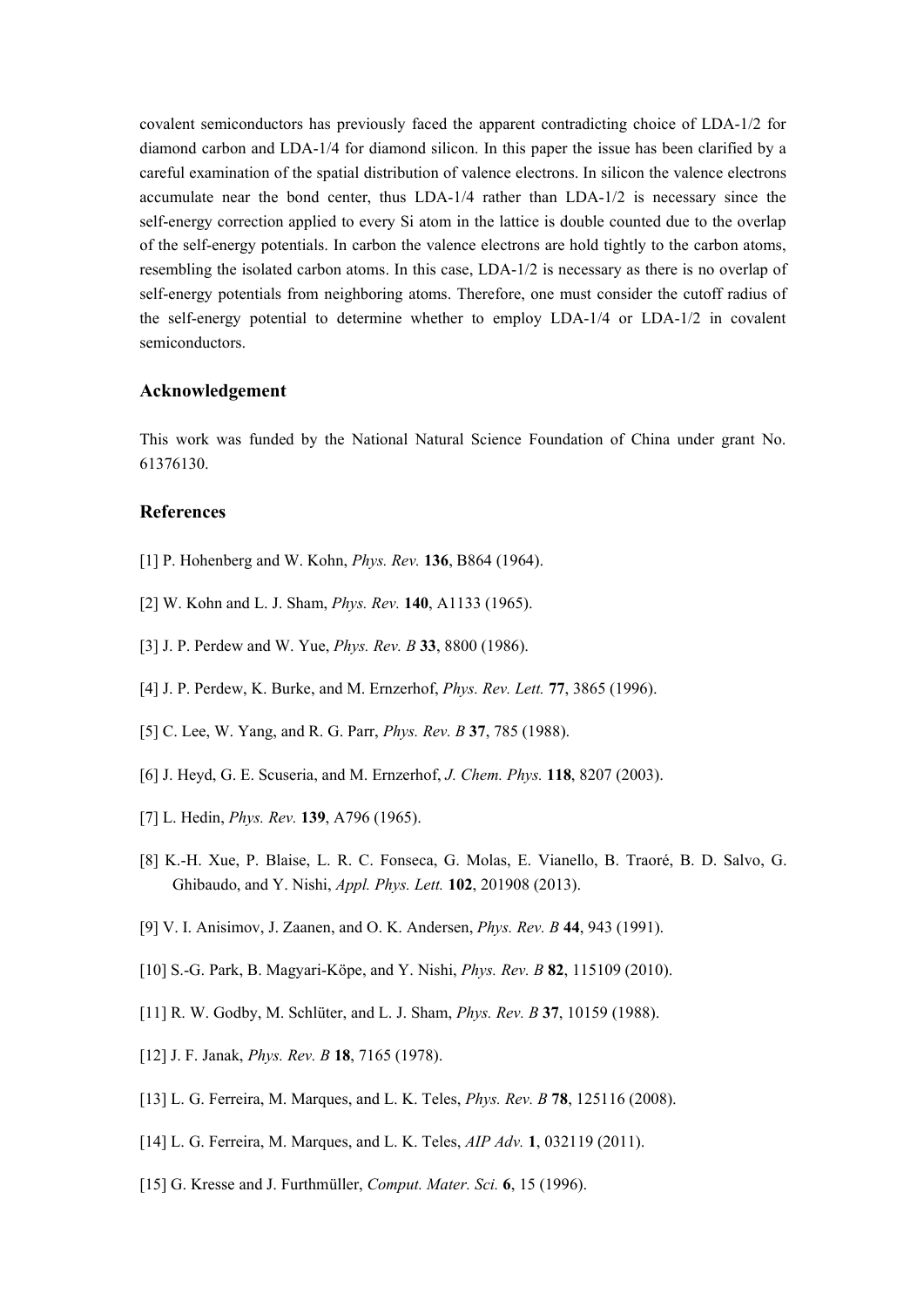covalent semiconductors has previously faced the apparent contradicting choice of LDA-1/2 for diamond carbon and LDA-1/4 for diamond silicon. In this paper the issue has been clarified by a careful examination of the spatial distribution of valence electrons. In silicon the valence electrons accumulate near the bond center, thus LDA-1/4 rather than LDA-1/2 is necessary since the self-energy correction applied to every Si atom in the lattice is double counted due to the overlap of the self-energy potentials. In carbon the valence electrons are hold tightly to the carbon atoms, resembling the isolated carbon atoms. In this case, LDA-1/2 is necessary as there is no overlap of self-energy potentials from neighboring atoms. Therefore, one must consider the cutoff radius of the self-energy potential to determine whether to employ LDA-1/4 or LDA-1/2 in covalent semiconductors.

## Acknowledgement

This work was funded by the National Natural Science Foundation of China under grant No. 61376130.

## References

[1] P. Hohenberg and W. Kohn, *Phys. Rev.* **136**, B864 (1964).

[2] W. Kohn and L. J. Sham, *Phys. Rev.* **140**, A1133 (1965).

[3] J. P. Perdew and W. Yue, *Phys. Rev. B* **33**, 8800 (1986).

[4] J. P. Perdew, K. Burke, and M. Ernzerhof, *Phys. Rev. Lett.* **77**, 3865 (1996).

[5] C. Lee, W. Yang, and R. G. Parr, *Phys. Rev. B* **37**, 785 (1988).

[6] J. Heyd, G. E. Scuseria, and M. Ernzerhof, *J. Chem. Phys.* **118**, 8207 (2003).

[7] L. Hedin, *Phys. Rev.* **139**, A796 (1965).

[8] K.-H. Xue, P. Blaise, L. R. C. Fonseca, G. Molas, E. Vianello, B. Traoré, B. D. Salvo, G. Ghibaudo, and Y. Nishi, *Appl. Phys. Lett.* **102**, 201908 (2013).

[9] V. I. Anisimov, J. Zaanen, and O. K. Andersen, *Phys. Rev. B* **44**, 943 (1991).

[10] S.-G. Park, B. Magyari-Köpe, and Y. Nishi, *Phys. Rev. B* **82**, 115109 (2010).

[11] R. W. Godby, M. Schlüter, and L. J. Sham, *Phys. Rev. B* **37**, 10159 (1988).

[12] J. F. Janak, *Phys. Rev. B* **18**, 7165 (1978).

[13] L. G. Ferreira, M. Marques, and L. K. Teles, *Phys. Rev. B* **78**, 125116 (2008).

[14] L. G. Ferreira, M. Marques, and L. K. Teles, *AIP Adv.* **1**, 032119 (2011).

[15] G. Kresse and J. Furthmüller, *Comput. Mater. Sci.* **6**, 15 (1996).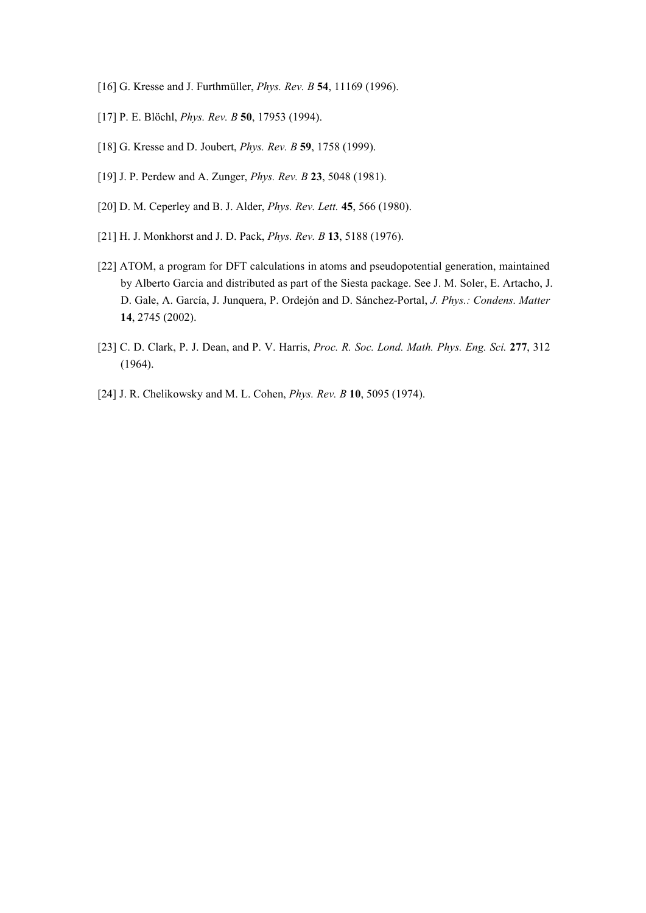[16] G. Kresse and J. Furthmüller, *Phys. Rev. B* **54**, 11169 (1996).

[17] P. E. Blöchl, *Phys. Rev. B* **50**, 17953 (1994).

[18] G. Kresse and D. Joubert, *Phys. Rev. B* **59**, 1758 (1999).

[19] J. P. Perdew and A. Zunger, *Phys. Rev. B* **23**, 5048 (1981).

[20] D. M. Ceperley and B. J. Alder, *Phys. Rev. Lett.* **45**, 566 (1980).

[21] H. J. Monkhorst and J. D. Pack, *Phys. Rev. B* **13**, 5188 (1976).

[22] ATOM, a program for DFT calculations in atoms and pseudopotential generation, maintained by Alberto Garcia and distributed as part of the Siesta package. See J. M. Soler, E. Artacho, J. D. Gale, A. García, J. Junquera, P. Ordejón and D. Sánchez-Portal, *J. Phys.: Condens. Matter* **14**, 2745 (2002).

[23] C. D. Clark, P. J. Dean, and P. V. Harris, *Proc. R. Soc. Lond. Math. Phys. Eng. Sci.* **277**, 312 (1964).

[24] J. R. Chelikowsky and M. L. Cohen, *Phys. Rev. B* **10**, 5095 (1974).